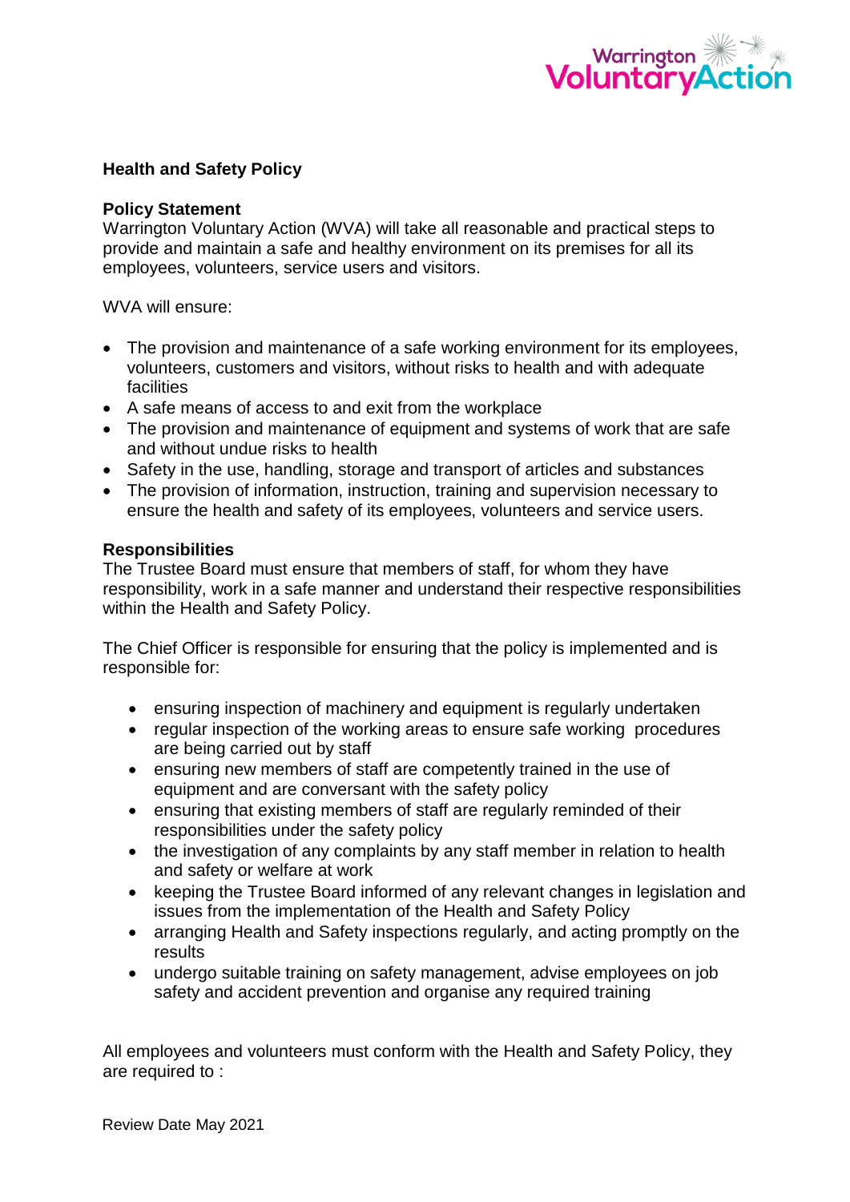# Health and Safety Policy

## Policy Statement

Warrington Voluntary Action (WVA) will take all reasonable and practical steps to provide and maintain a safe and healthy environment on its premises for all its employees, volunteers, service users and visitors.

WVA will ensure:

- The provision and maintenance of a safe working environment for its employees, volunteers, customers and visitors, without risks to health and with adequate facilities
- A safe means of access to and exit from the workplace
- The provision and maintenance of equipment and systems of work that are safe and without undue risks to health
- Safety in the use, handling, storage and transport of articles and substances
- The provision of information, instruction, training and supervision necessary to ensure the health and safety of its employees, volunteers and service users.

## Responsibilities

The Trustee Board must ensure that members of staff, for whom they have responsibility, work in a safe manner and understand their respective responsibilities within the Health and Safety Policy.

The Chief Officer is responsible for ensuring that the policy is implemented and is responsible for:

- ensuring inspection of machinery and equipment is regularly undertaken
- regular inspection of the working areas to ensure safe working procedures are being carried out by staff
- ensuring new members of staff are competently trained in the use of equipment and are conversant with the safety policy
- ensuring that existing members of staff are regularly reminded of their responsibilities under the safety policy
- the investigation of any complaints by any staff member in relation to health and safety or welfare at work
- keeping the Trustee Board informed of any relevant changes in legislation and issues from the implementation of the Health and Safety Policy
- arranging Health and Safety inspections regularly, and acting promptly on the results
- undergo suitable training on safety management, advise employees on job safety and accident prevention and organise any required training

All employees and volunteers must conform with the Health and Safety Policy, they are required to :

Review Date May 2021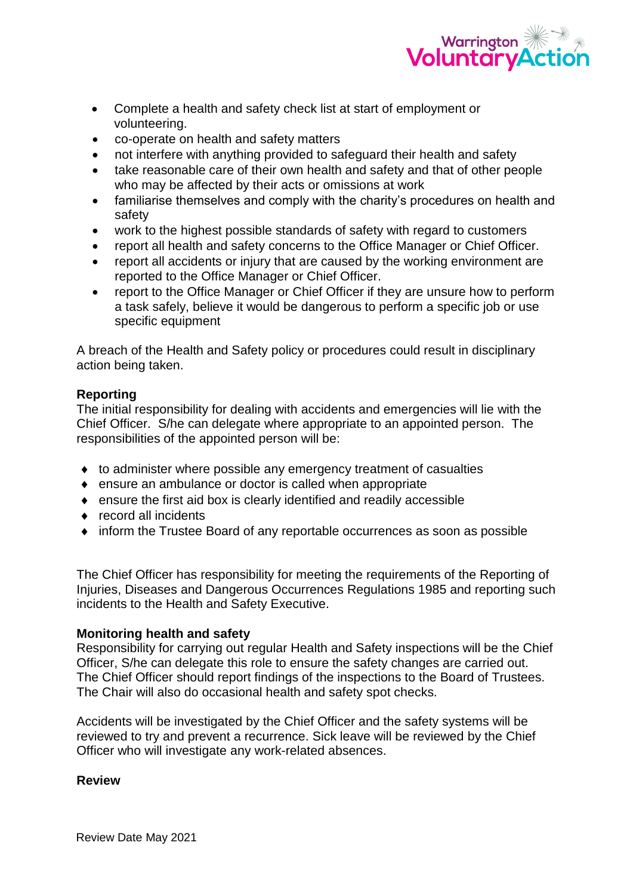- Complete a health and safety check list at start of employment or volunteering.
- co-operate on health and safety matters
- not interfere with anything provided to safeguard their health and safety
- take reasonable care of their own health and safety and that of other people who may be affected by their acts or omissions at work
- familiarise themselves and comply with the charity's procedures on health and safety
- work to the highest possible standards of safety with regard to customers
- report all health and safety concerns to the Office Manager or Chief Officer.
- report all accidents or injury that are caused by the working environment are reported to the Office Manager or Chief Officer.
- report to the Office Manager or Chief Officer if they are unsure how to perform a task safely, believe it would be dangerous to perform a specific job or use specific equipment

A breach of the Health and Safety policy or procedures could result in disciplinary action being taken.

**Reporting**

The initial responsibility for dealing with accidents and emergencies will lie with the Chief Officer. S/he can delegate where appropriate to an appointed person. The responsibilities of the appointed person will be:

- to administer where possible any emergency treatment of casualties
- ensure an ambulance or doctor is called when appropriate
- ensure the first aid box is clearly identified and readily accessible
- record all incidents
- inform the Trustee Board of any reportable occurrences as soon as possible

The Chief Officer has responsibility for meeting the requirements of the Reporting of Injuries, Diseases and Dangerous Occurrences Regulations 1985 and reporting such incidents to the Health and Safety Executive.

**Monitoring health and safety**

Responsibility for carrying out regular Health and Safety inspections will be the Chief Officer, S/he can delegate this role to ensure the safety changes are carried out. The Chief Officer should report findings of the inspections to the Board of Trustees. The Chair will also do occasional health and safety spot checks.

Accidents will be investigated by the Chief Officer and the safety systems will be reviewed to try and prevent a recurrence. Sick leave will be reviewed by the Chief Officer who will investigate any work-related absences.

**Review**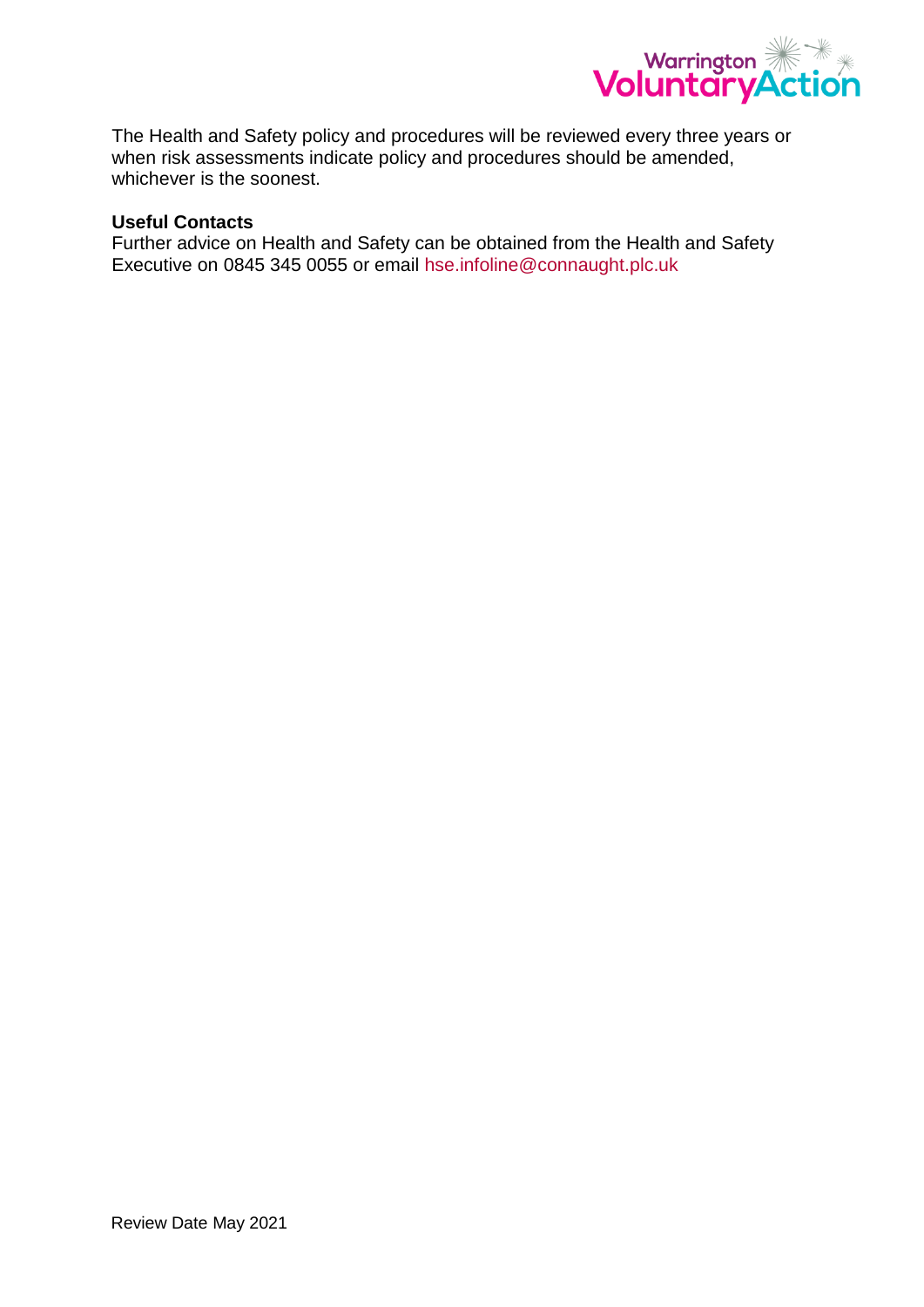The Health and Safety policy and procedures will be reviewed every three years or when risk assessments indicate policy and procedures should be amended, whichever is the soonest.

**Useful Contacts**
Further advice on Health and Safety can be obtained from the Health and Safety Executive on 0845 345 0055 or email hse.infoline@connaught.plc.uk

Review Date May 2021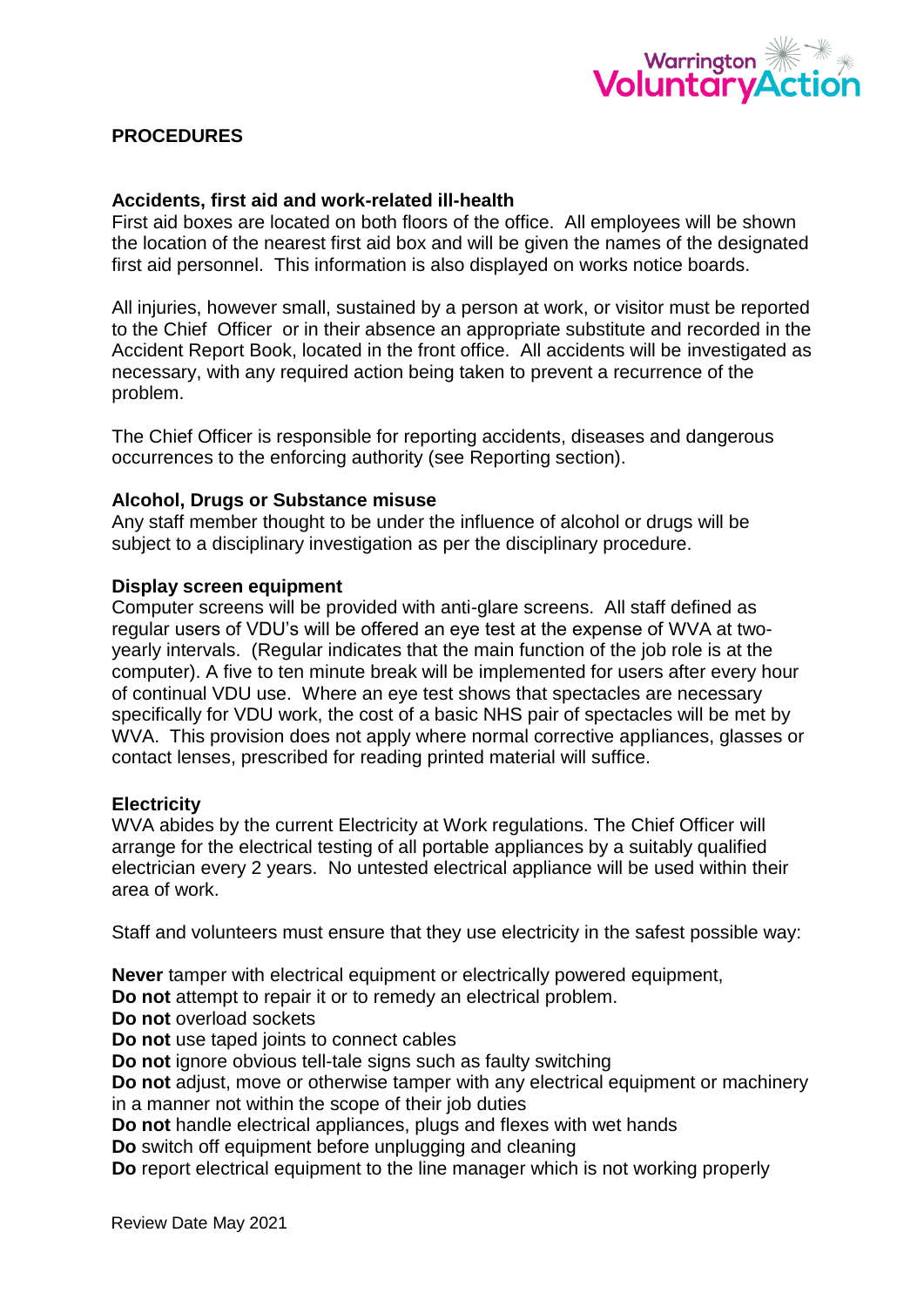## PROCEDURES

### Accidents, first aid and work-related ill-health

First aid boxes are located on both floors of the office. All employees will be shown the location of the nearest first aid box and will be given the names of the designated first aid personnel. This information is also displayed on works notice boards.

All injuries, however small, sustained by a person at work, or visitor must be reported to the Chief Officer or in their absence an appropriate substitute and recorded in the Accident Report Book, located in the front office. All accidents will be investigated as necessary, with any required action being taken to prevent a recurrence of the problem.

The Chief Officer is responsible for reporting accidents, diseases and dangerous occurrences to the enforcing authority (see Reporting section).

### Alcohol, Drugs or Substance misuse

Any staff member thought to be under the influence of alcohol or drugs will be subject to a disciplinary investigation as per the disciplinary procedure.

### Display screen equipment

Computer screens will be provided with anti-glare screens. All staff defined as regular users of VDU's will be offered an eye test at the expense of WVA at two-yearly intervals. (Regular indicates that the main function of the job role is at the computer). A five to ten minute break will be implemented for users after every hour of continual VDU use. Where an eye test shows that spectacles are necessary specifically for VDU work, the cost of a basic NHS pair of spectacles will be met by WVA. This provision does not apply where normal corrective appliances, glasses or contact lenses, prescribed for reading printed material will suffice.

### Electricity

WVA abides by the current Electricity at Work regulations. The Chief Officer will arrange for the electrical testing of all portable appliances by a suitably qualified electrician every 2 years. No untested electrical appliance will be used within their area of work.

Staff and volunteers must ensure that they use electricity in the safest possible way:

**Never** tamper with electrical equipment or electrically powered equipment,
**Do not** attempt to repair it or to remedy an electrical problem.
**Do not** overload sockets
**Do not** use taped joints to connect cables
**Do not** ignore obvious tell-tale signs such as faulty switching
**Do not** adjust, move or otherwise tamper with any electrical equipment or machinery in a manner not within the scope of their job duties
**Do not** handle electrical appliances, plugs and flexes with wet hands
**Do** switch off equipment before unplugging and cleaning
**Do** report electrical equipment to the line manager which is not working properly

Review Date May 2021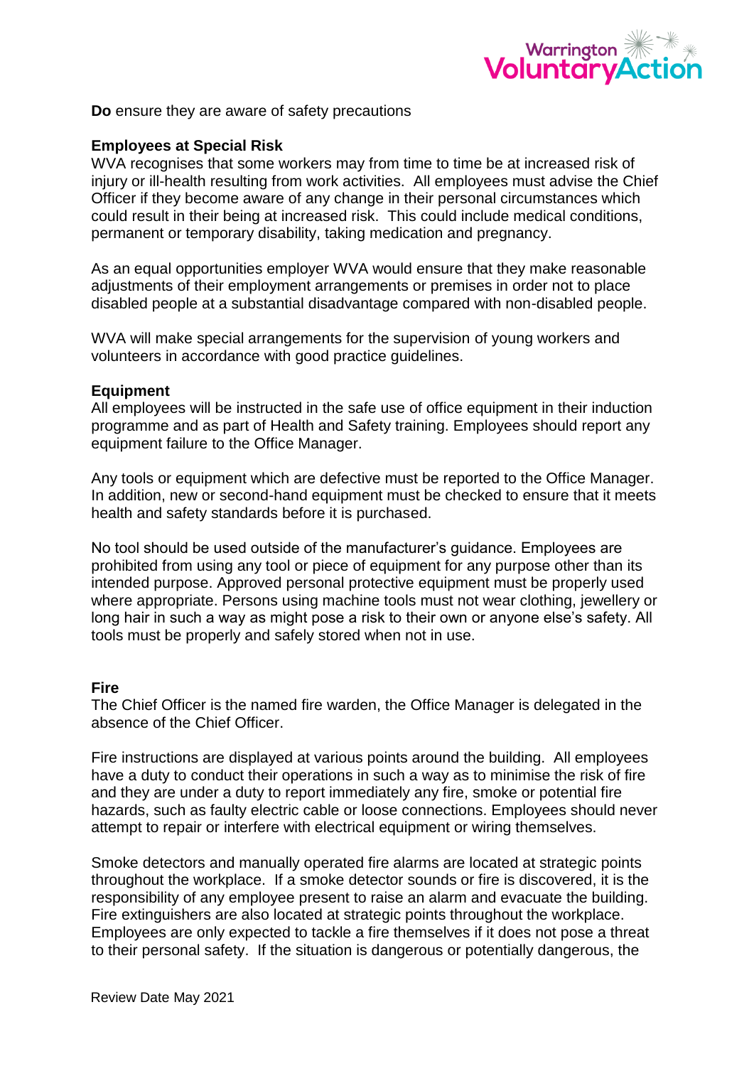**Do** ensure they are aware of safety precautions

**Employees at Special Risk**

WVA recognises that some workers may from time to time be at increased risk of injury or ill-health resulting from work activities. All employees must advise the Chief Officer if they become aware of any change in their personal circumstances which could result in their being at increased risk. This could include medical conditions, permanent or temporary disability, taking medication and pregnancy.

As an equal opportunities employer WVA would ensure that they make reasonable adjustments of their employment arrangements or premises in order not to place disabled people at a substantial disadvantage compared with non-disabled people.

WVA will make special arrangements for the supervision of young workers and volunteers in accordance with good practice guidelines.

**Equipment**

All employees will be instructed in the safe use of office equipment in their induction programme and as part of Health and Safety training. Employees should report any equipment failure to the Office Manager.

Any tools or equipment which are defective must be reported to the Office Manager. In addition, new or second-hand equipment must be checked to ensure that it meets health and safety standards before it is purchased.

No tool should be used outside of the manufacturer's guidance. Employees are prohibited from using any tool or piece of equipment for any purpose other than its intended purpose. Approved personal protective equipment must be properly used where appropriate. Persons using machine tools must not wear clothing, jewellery or long hair in such a way as might pose a risk to their own or anyone else's safety. All tools must be properly and safely stored when not in use.

**Fire**

The Chief Officer is the named fire warden, the Office Manager is delegated in the absence of the Chief Officer.

Fire instructions are displayed at various points around the building. All employees have a duty to conduct their operations in such a way as to minimise the risk of fire and they are under a duty to report immediately any fire, smoke or potential fire hazards, such as faulty electric cable or loose connections. Employees should never attempt to repair or interfere with electrical equipment or wiring themselves.

Smoke detectors and manually operated fire alarms are located at strategic points throughout the workplace. If a smoke detector sounds or fire is discovered, it is the responsibility of any employee present to raise an alarm and evacuate the building. Fire extinguishers are also located at strategic points throughout the workplace. Employees are only expected to tackle a fire themselves if it does not pose a threat to their personal safety. If the situation is dangerous or potentially dangerous, the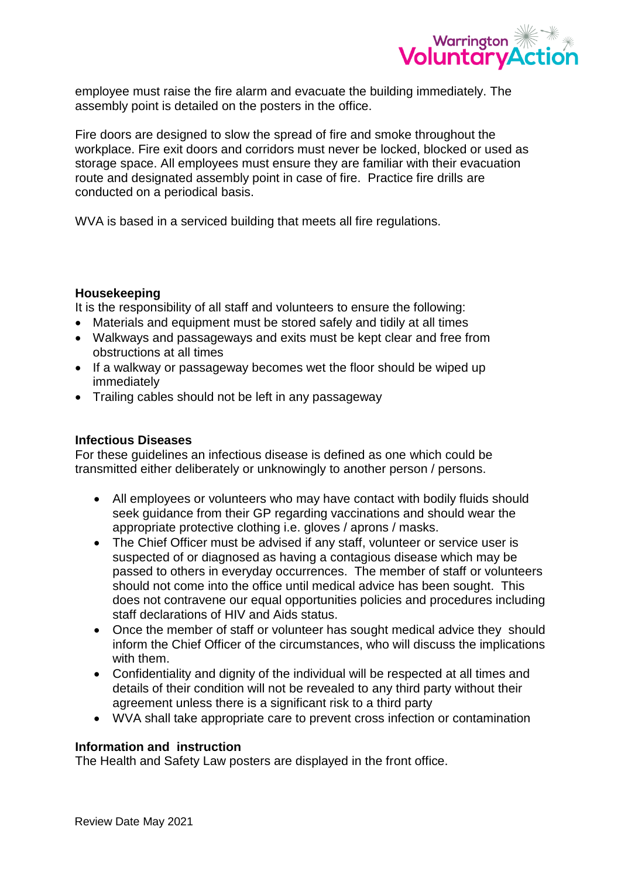employee must raise the fire alarm and evacuate the building immediately. The assembly point is detailed on the posters in the office.

Fire doors are designed to slow the spread of fire and smoke throughout the workplace. Fire exit doors and corridors must never be locked, blocked or used as storage space. All employees must ensure they are familiar with their evacuation route and designated assembly point in case of fire. Practice fire drills are conducted on a periodical basis.

WVA is based in a serviced building that meets all fire regulations.

**Housekeeping**

It is the responsibility of all staff and volunteers to ensure the following:

- Materials and equipment must be stored safely and tidily at all times
- Walkways and passageways and exits must be kept clear and free from obstructions at all times
- If a walkway or passageway becomes wet the floor should be wiped up immediately
- Trailing cables should not be left in any passageway

**Infectious Diseases**

For these guidelines an infectious disease is defined as one which could be transmitted either deliberately or unknowingly to another person / persons.

- All employees or volunteers who may have contact with bodily fluids should seek guidance from their GP regarding vaccinations and should wear the appropriate protective clothing i.e. gloves / aprons / masks.
- The Chief Officer must be advised if any staff, volunteer or service user is suspected of or diagnosed as having a contagious disease which may be passed to others in everyday occurrences. The member of staff or volunteers should not come into the office until medical advice has been sought. This does not contravene our equal opportunities policies and procedures including staff declarations of HIV and Aids status.
- Once the member of staff or volunteer has sought medical advice they should inform the Chief Officer of the circumstances, who will discuss the implications with them.
- Confidentiality and dignity of the individual will be respected at all times and details of their condition will not be revealed to any third party without their agreement unless there is a significant risk to a third party
- WVA shall take appropriate care to prevent cross infection or contamination

**Information and instruction**

The Health and Safety Law posters are displayed in the front office.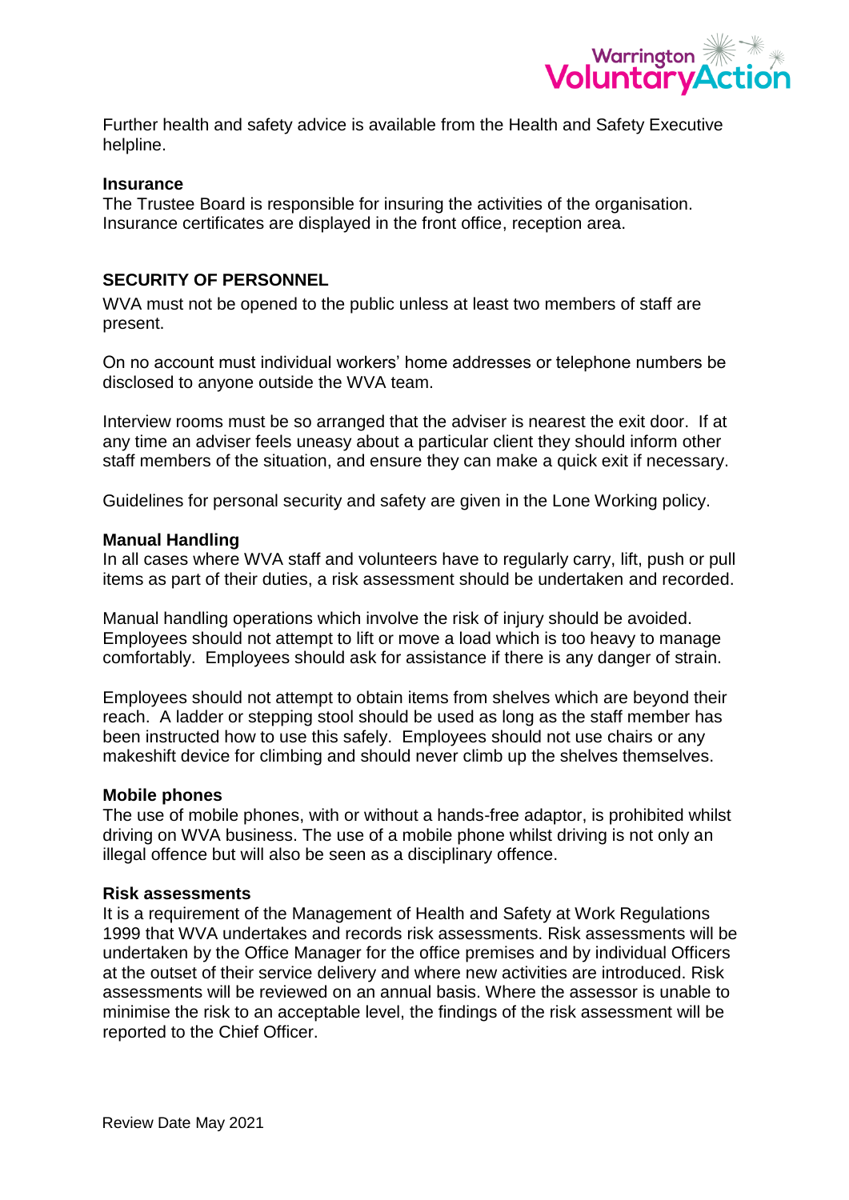Further health and safety advice is available from the Health and Safety Executive helpline.

**Insurance**
The Trustee Board is responsible for insuring the activities of the organisation. Insurance certificates are displayed in the front office, reception area.

## SECURITY OF PERSONNEL

WVA must not be opened to the public unless at least two members of staff are present.

On no account must individual workers' home addresses or telephone numbers be disclosed to anyone outside the WVA team.

Interview rooms must be so arranged that the adviser is nearest the exit door. If at any time an adviser feels uneasy about a particular client they should inform other staff members of the situation, and ensure they can make a quick exit if necessary.

Guidelines for personal security and safety are given in the Lone Working policy.

**Manual Handling**
In all cases where WVA staff and volunteers have to regularly carry, lift, push or pull items as part of their duties, a risk assessment should be undertaken and recorded.

Manual handling operations which involve the risk of injury should be avoided. Employees should not attempt to lift or move a load which is too heavy to manage comfortably. Employees should ask for assistance if there is any danger of strain.

Employees should not attempt to obtain items from shelves which are beyond their reach. A ladder or stepping stool should be used as long as the staff member has been instructed how to use this safely. Employees should not use chairs or any makeshift device for climbing and should never climb up the shelves themselves.

**Mobile phones**
The use of mobile phones, with or without a hands-free adaptor, is prohibited whilst driving on WVA business. The use of a mobile phone whilst driving is not only an illegal offence but will also be seen as a disciplinary offence.

**Risk assessments**
It is a requirement of the Management of Health and Safety at Work Regulations 1999 that WVA undertakes and records risk assessments. Risk assessments will be undertaken by the Office Manager for the office premises and by individual Officers at the outset of their service delivery and where new activities are introduced. Risk assessments will be reviewed on an annual basis. Where the assessor is unable to minimise the risk to an acceptable level, the findings of the risk assessment will be reported to the Chief Officer.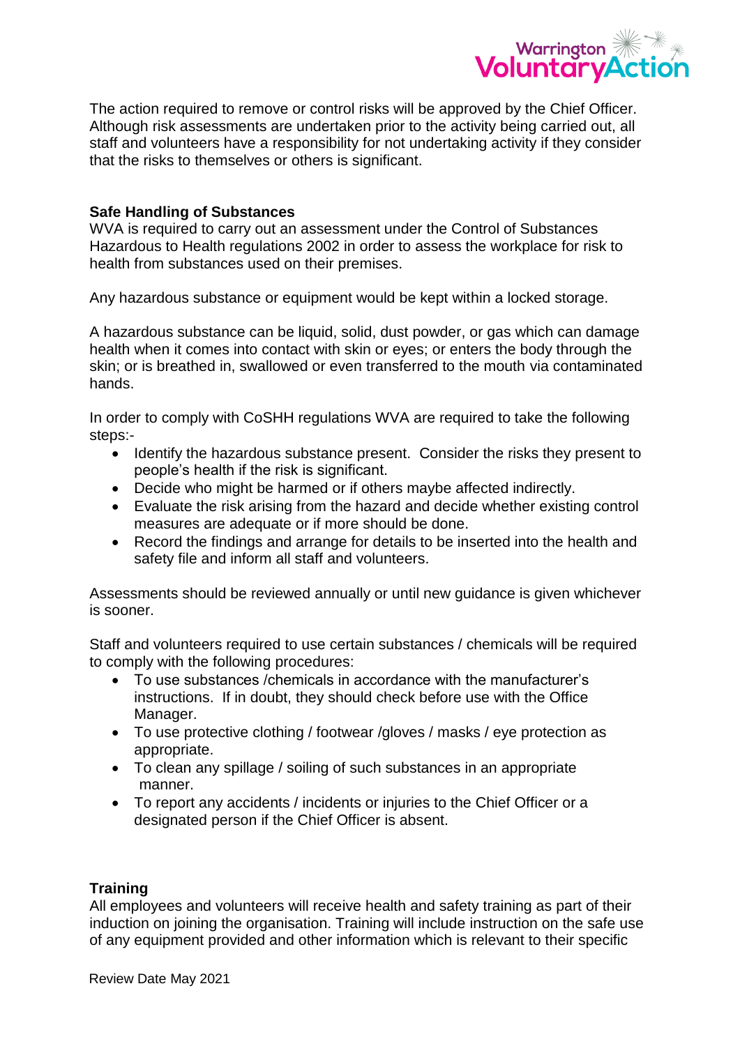The action required to remove or control risks will be approved by the Chief Officer. Although risk assessments are undertaken prior to the activity being carried out, all staff and volunteers have a responsibility for not undertaking activity if they consider that the risks to themselves or others is significant.

**Safe Handling of Substances**

WVA is required to carry out an assessment under the Control of Substances Hazardous to Health regulations 2002 in order to assess the workplace for risk to health from substances used on their premises.

Any hazardous substance or equipment would be kept within a locked storage.

A hazardous substance can be liquid, solid, dust powder, or gas which can damage health when it comes into contact with skin or eyes; or enters the body through the skin; or is breathed in, swallowed or even transferred to the mouth via contaminated hands.

In order to comply with CoSHH regulations WVA are required to take the following steps:-

- Identify the hazardous substance present. Consider the risks they present to people's health if the risk is significant.
- Decide who might be harmed or if others maybe affected indirectly.
- Evaluate the risk arising from the hazard and decide whether existing control measures are adequate or if more should be done.
- Record the findings and arrange for details to be inserted into the health and safety file and inform all staff and volunteers.

Assessments should be reviewed annually or until new guidance is given whichever is sooner.

Staff and volunteers required to use certain substances / chemicals will be required to comply with the following procedures:

- To use substances /chemicals in accordance with the manufacturer's instructions. If in doubt, they should check before use with the Office Manager.
- To use protective clothing / footwear /gloves / masks / eye protection as appropriate.
- To clean any spillage / soiling of such substances in an appropriate manner.
- To report any accidents / incidents or injuries to the Chief Officer or a designated person if the Chief Officer is absent.

**Training**

All employees and volunteers will receive health and safety training as part of their induction on joining the organisation. Training will include instruction on the safe use of any equipment provided and other information which is relevant to their specific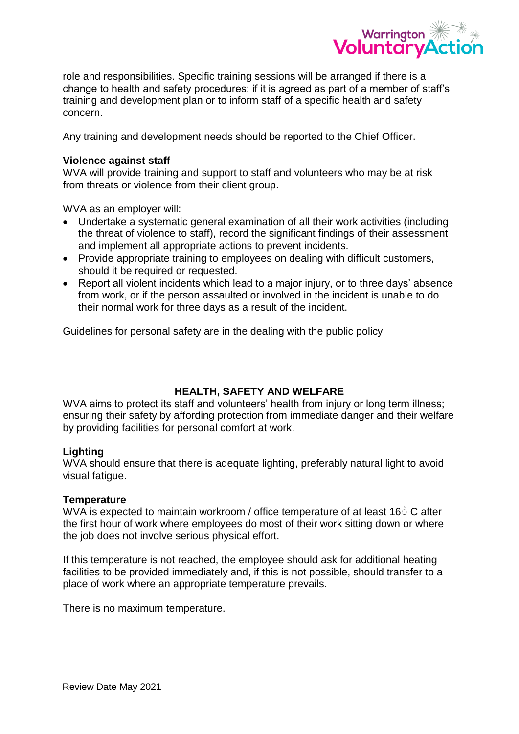role and responsibilities. Specific training sessions will be arranged if there is a change to health and safety procedures; if it is agreed as part of a member of staff's training and development plan or to inform staff of a specific health and safety concern.

Any training and development needs should be reported to the Chief Officer.

**Violence against staff**
WVA will provide training and support to staff and volunteers who may be at risk from threats or violence from their client group.

WVA as an employer will:

- Undertake a systematic general examination of all their work activities (including the threat of violence to staff), record the significant findings of their assessment and implement all appropriate actions to prevent incidents.
- Provide appropriate training to employees on dealing with difficult customers, should it be required or requested.
- Report all violent incidents which lead to a major injury, or to three days' absence from work, or if the person assaulted or involved in the incident is unable to do their normal work for three days as a result of the incident.

Guidelines for personal safety are in the dealing with the public policy

## HEALTH, SAFETY AND WELFARE

WVA aims to protect its staff and volunteers' health from injury or long term illness; ensuring their safety by affording protection from immediate danger and their welfare by providing facilities for personal comfort at work.

**Lighting**
WVA should ensure that there is adequate lighting, preferably natural light to avoid visual fatigue.

**Temperature**
WVA is expected to maintain workroom / office temperature of at least 16̊ C after the first hour of work where employees do most of their work sitting down or where the job does not involve serious physical effort.

If this temperature is not reached, the employee should ask for additional heating facilities to be provided immediately and, if this is not possible, should transfer to a place of work where an appropriate temperature prevails.

There is no maximum temperature.

Review Date May 2021